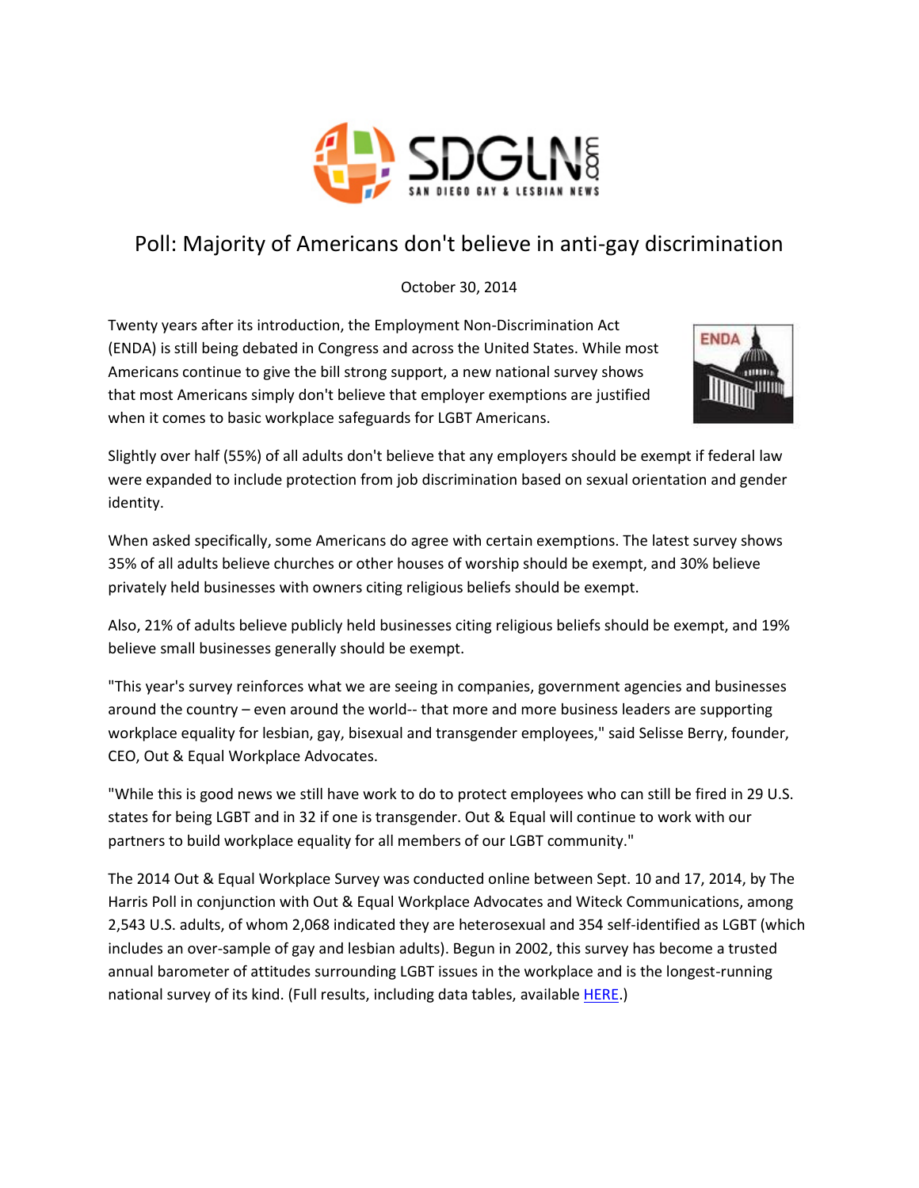# Poll: Majority of Americans don't believe in anti-gay discrimination

October 30, 2014

Twenty years after its introduction, the Employment Non-Discrimination Act (ENDA) is still being debated in Congress and across the United States. While most Americans continue to give the bill strong support, a new national survey shows that most Americans simply don't believe that employer exemptions are justified when it comes to basic workplace safeguards for LGBT Americans.

Slightly over half (55%) of all adults don't believe that any employers should be exempt if federal law were expanded to include protection from job discrimination based on sexual orientation and gender identity.

When asked specifically, some Americans do agree with certain exemptions. The latest survey shows 35% of all adults believe churches or other houses of worship should be exempt, and 30% believe privately held businesses with owners citing religious beliefs should be exempt.

Also, 21% of adults believe publicly held businesses citing religious beliefs should be exempt, and 19% believe small businesses generally should be exempt.

"This year's survey reinforces what we are seeing in companies, government agencies and businesses around the country – even around the world-- that more and more business leaders are supporting workplace equality for lesbian, gay, bisexual and transgender employees," said Selisse Berry, founder, CEO, Out & Equal Workplace Advocates.

"While this is good news we still have work to do to protect employees who can still be fired in 29 U.S. states for being LGBT and in 32 if one is transgender. Out & Equal will continue to work with our partners to build workplace equality for all members of our LGBT community."

The 2014 Out & Equal Workplace Survey was conducted online between Sept. 10 and 17, 2014, by The Harris Poll in conjunction with Out & Equal Workplace Advocates and Witeck Communications, among 2,543 U.S. adults, of whom 2,068 indicated they are heterosexual and 354 self-identified as LGBT (which includes an over-sample of gay and lesbian adults). Begun in 2002, this survey has become a trusted annual barometer of attitudes surrounding LGBT issues in the workplace and is the longest-running national survey of its kind. (Full results, including data tables, available HERE.)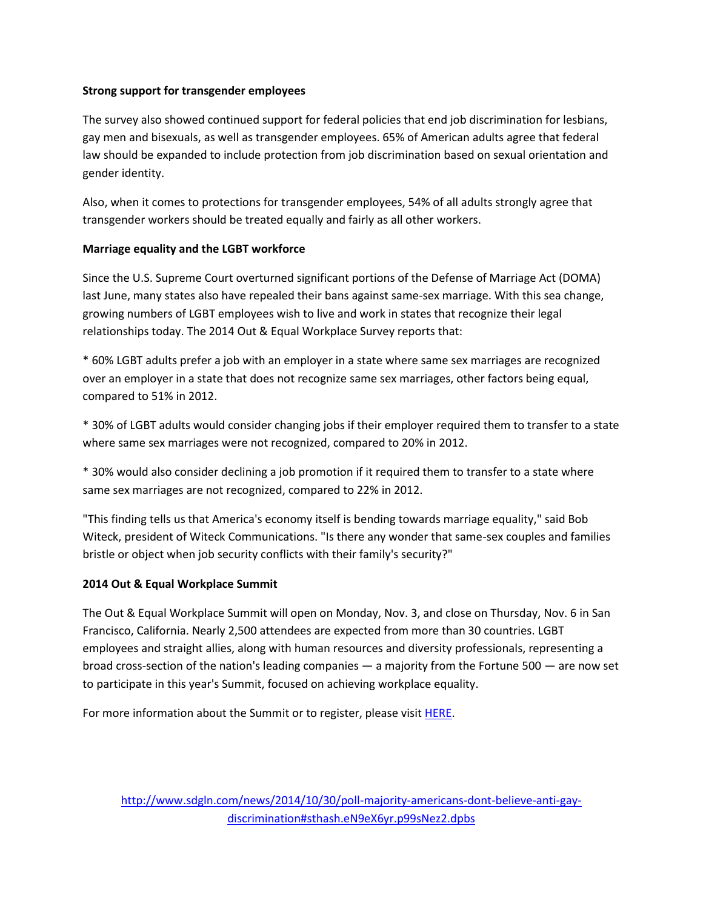**Strong support for transgender employees**

The survey also showed continued support for federal policies that end job discrimination for lesbians, gay men and bisexuals, as well as transgender employees. 65% of American adults agree that federal law should be expanded to include protection from job discrimination based on sexual orientation and gender identity.

Also, when it comes to protections for transgender employees, 54% of all adults strongly agree that transgender workers should be treated equally and fairly as all other workers.

**Marriage equality and the LGBT workforce**

Since the U.S. Supreme Court overturned significant portions of the Defense of Marriage Act (DOMA) last June, many states also have repealed their bans against same-sex marriage. With this sea change, growing numbers of LGBT employees wish to live and work in states that recognize their legal relationships today. The 2014 Out & Equal Workplace Survey reports that:

* 60% LGBT adults prefer a job with an employer in a state where same sex marriages are recognized over an employer in a state that does not recognize same sex marriages, other factors being equal, compared to 51% in 2012.

* 30% of LGBT adults would consider changing jobs if their employer required them to transfer to a state where same sex marriages were not recognized, compared to 20% in 2012.

* 30% would also consider declining a job promotion if it required them to transfer to a state where same sex marriages are not recognized, compared to 22% in 2012.

"This finding tells us that America's economy itself is bending towards marriage equality," said Bob Witeck, president of Witeck Communications. "Is there any wonder that same-sex couples and families bristle or object when job security conflicts with their family's security?"

**2014 Out & Equal Workplace Summit**

The Out & Equal Workplace Summit will open on Monday, Nov. 3, and close on Thursday, Nov. 6 in San Francisco, California. Nearly 2,500 attendees are expected from more than 30 countries. LGBT employees and straight allies, along with human resources and diversity professionals, representing a broad cross-section of the nation's leading companies — a majority from the Fortune 500 — are now set to participate in this year's Summit, focused on achieving workplace equality.

For more information about the Summit or to register, please visit HERE.

http://www.sdgln.com/news/2014/10/30/poll-majority-americans-dont-believe-anti-gay-discrimination#sthash.eN9eX6yr.p99sNez2.dpbs